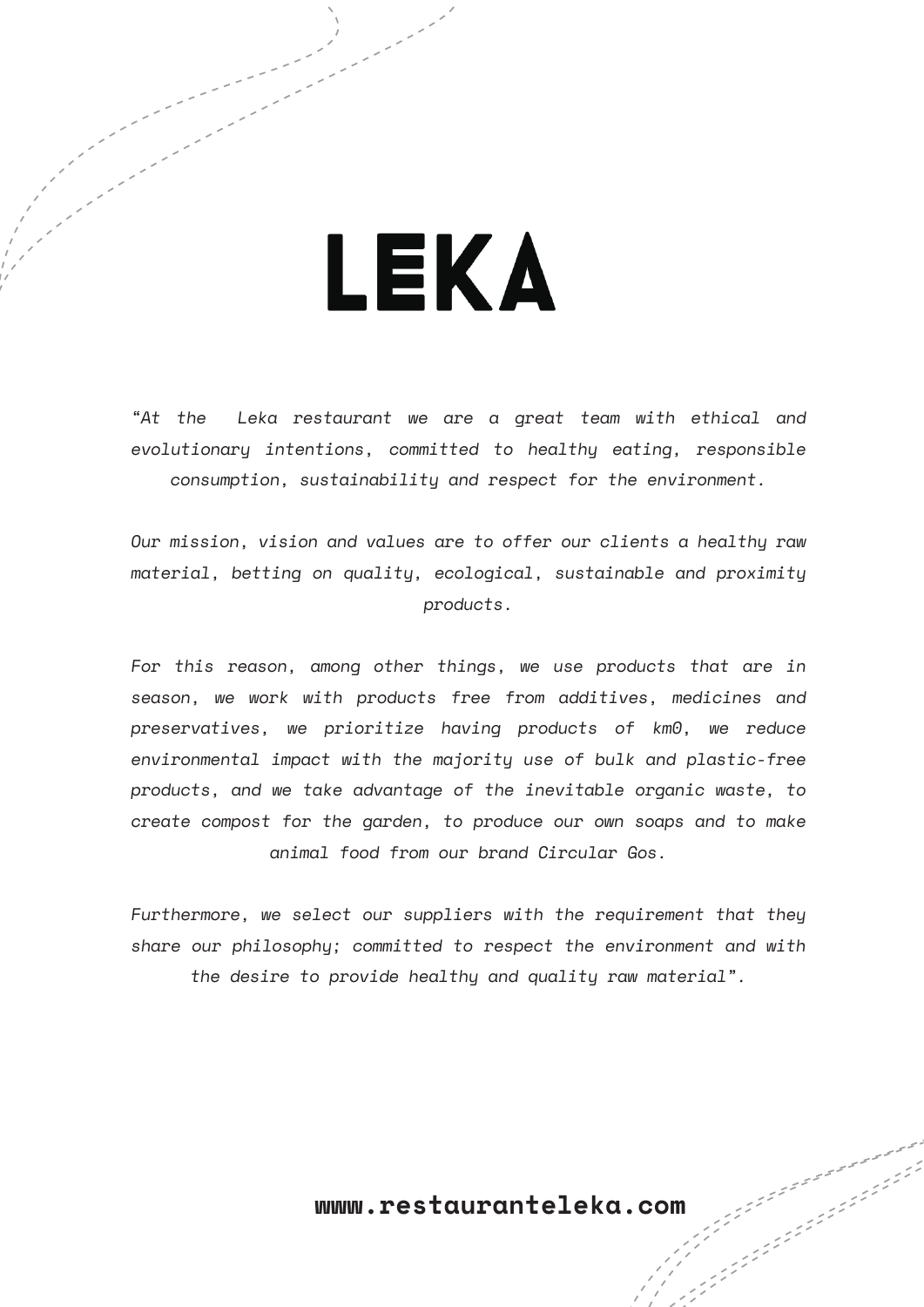# LEKA

*"At the Leka restaurant we are a great team with ethical and evolutionary intentions, committed to healthy eating, responsible consumption, sustainability and respect for the environment.*

*Our mission, vision and values are to offer our clients a healthy raw material, betting on quality, ecological, sustainable and proximity products.*

*For this reason, among other things, we use products that are in season, we work with products free from additives, medicines and preservatives, we prioritize having products of km0, we reduce environmental impact with the majority use of bulk and plastic-free products, and we take advantage of the inevitable organic waste, to create compost for the garden, to produce our own soaps and to make animal food from our brand Circular Gos.*

*Furthermore, we select our suppliers with the requirement that they share our philosophy; committed to respect the environment and with the desire to provide healthy and quality raw material".*

**www.restauranteleka.com**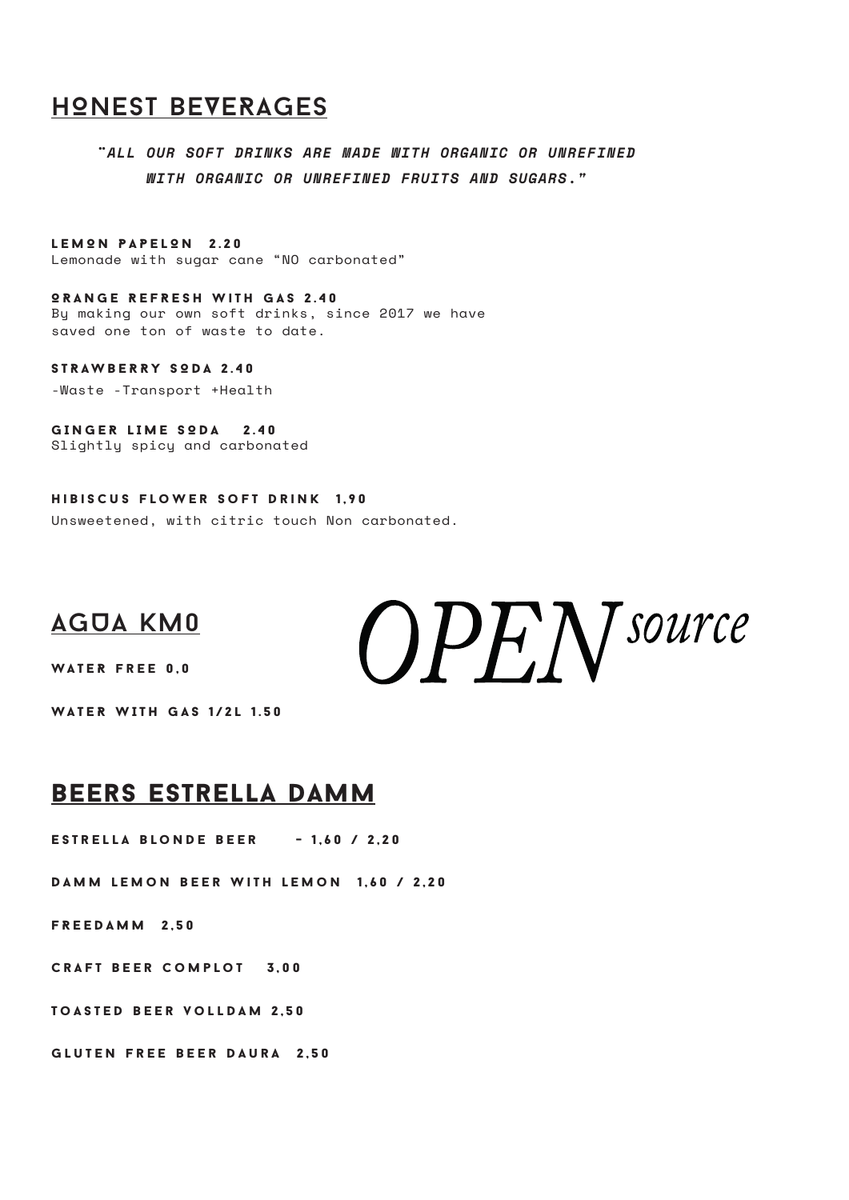## HONEST BEVERAGES

*"ALL OUR SOFT DRINKS ARE MADE WITH ORGANIC OR UNREFINED WITH ORGANIC OR UNREFINED FRUITS AND SUGARS."*

**LEMON PAPELON 2.20**
Lemonade with sugar cane "NO carbonated"

**ORANGE REFRESH WITH GAS 2.40**
By making our own soft drinks, since 2017 we have saved one ton of waste to date.

**STRAWBERRY SODA 2.40**
-Waste -Transport +Health

**GINGER LIME SODA 2.40**
Slightly spicy and carbonated

**HIBISCUS FLOWER SOFT DRINK 1,90**
Unsweetened, with citric touch Non carbonated.

## AGUA KM0

OPEN source

**WATER FREE 0,0**

**WATER WITH GAS 1/2L 1.50**

## BEERS ESTRELLA DAMM

**ESTRELLA BLONDE BEER - 1,60 / 2,20**

**DAMM LEMON BEER WITH LEMON 1,60 / 2,20**

**FREEDAMM 2,50**

**CRAFT BEER COMPLOT 3,00**

**TOASTED BEER VOLLDAM 2,50**

**GLUTEN FREE BEER DAURA 2,50**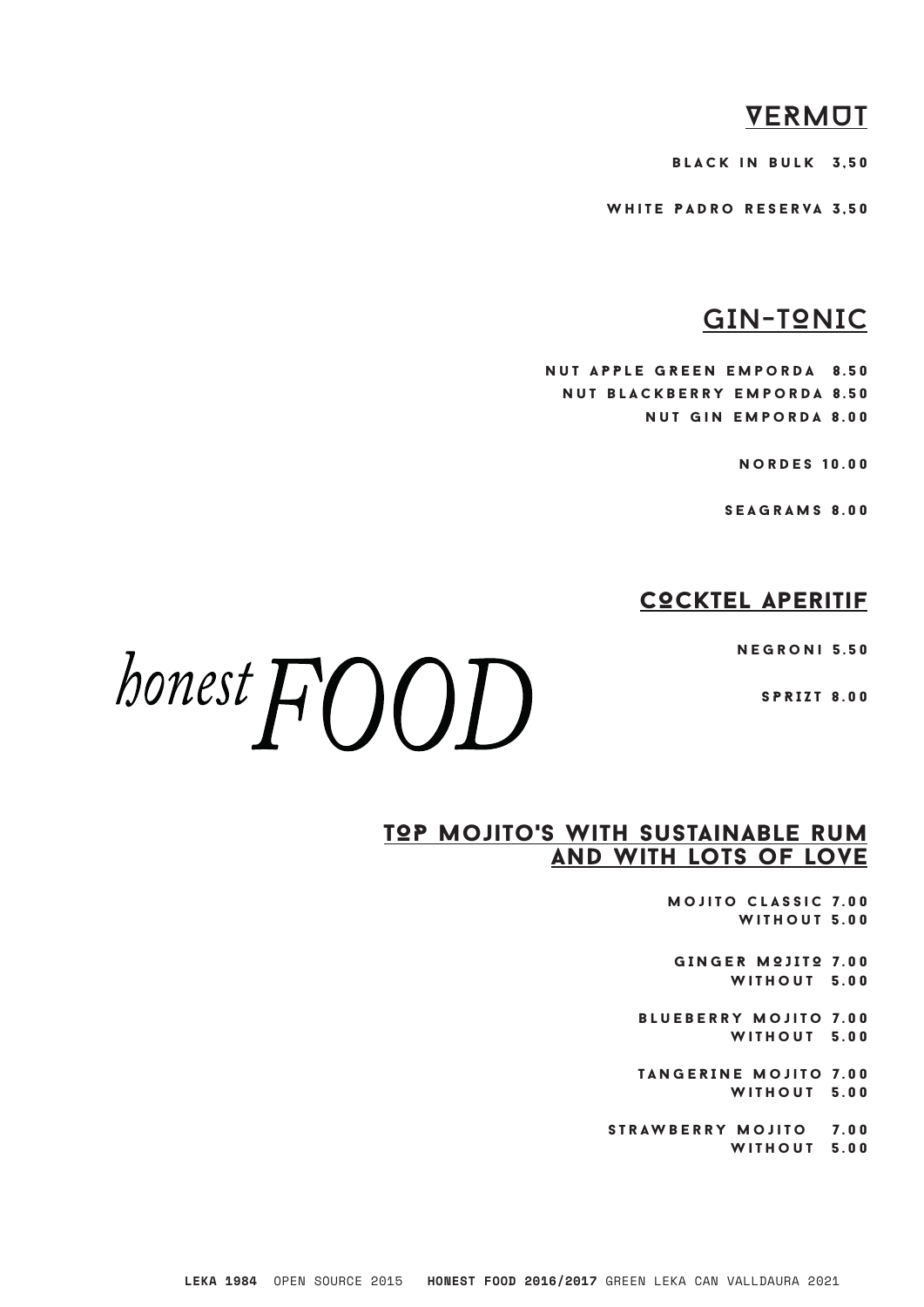## VERMUT

BLACK IN BULK 3,50

WHITE PADRO RESERVA 3,50

## GIN-TONIC

NUT APPLE GREEN EMPORDA 8.50

NUT BLACKBERRY EMPORDA 8.50

NUT GIN EMPORDA 8.00

NORDES 10.00

SEAGRAMS 8.00

## COCKTEL APERITIF

*honest* *FOOD*

NEGRONI 5.50

SPRIZT 8.00

## TOP MOJITO'S WITH SUSTAINABLE RUM AND WITH LOTS OF LOVE

MOJITO CLASSIC 7.00
WITHOUT 5.00

GINGER MOJITO 7.00
WITHOUT 5.00

BLUEBERRY MOJITO 7.00
WITHOUT 5.00

TANGERINE MOJITO 7.00
WITHOUT 5.00

STRAWBERRY MOJITO 7.00
WITHOUT 5.00

**LEKA 1984** OPEN SOURCE 2015 **HONEST FOOD 2016/2017** GREEN LEKA CAN VALLDAURA 2021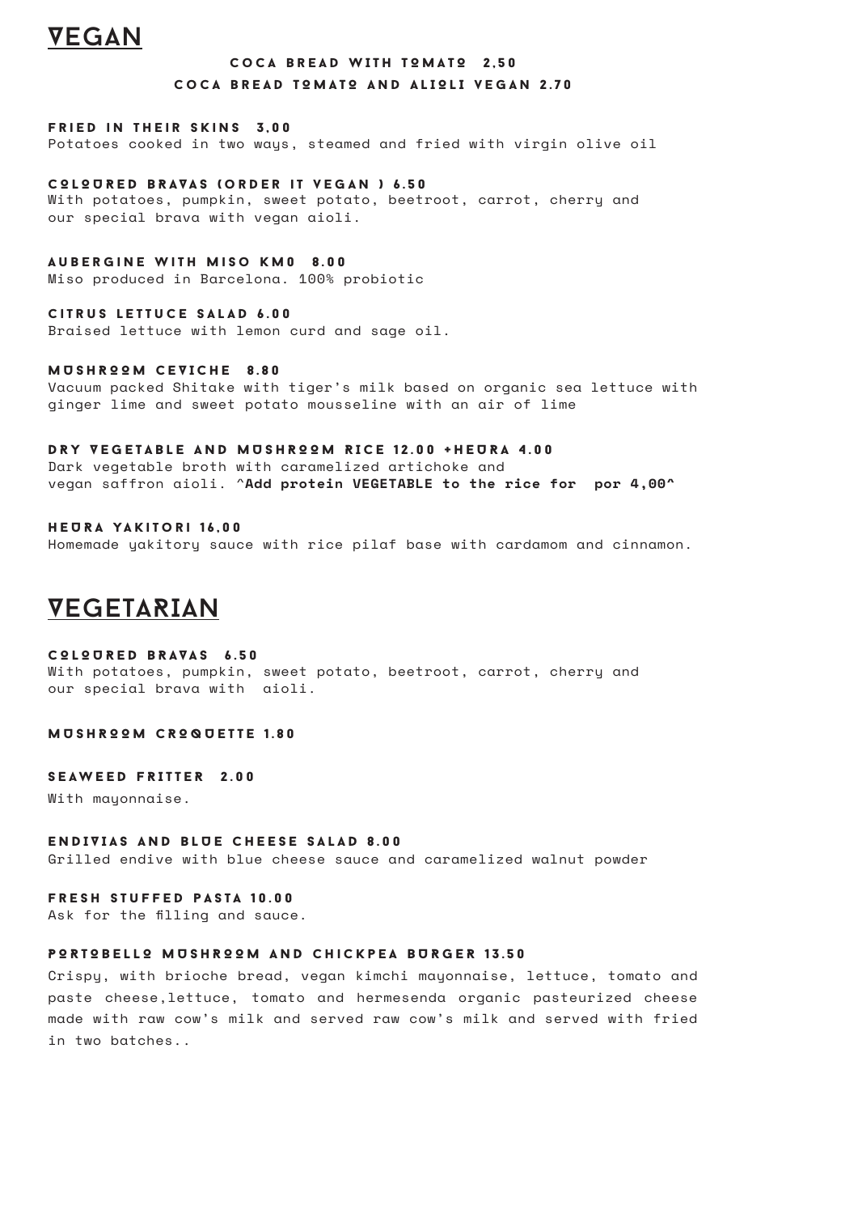# VEGAN

**COCA BREAD WITH TOMATO 2,50**

**COCA BREAD TOMATO AND ALIOLI VEGAN 2.70**

**FRIED IN THEIR SKINS 3,00**
Potatoes cooked in two ways, steamed and fried with virgin olive oil

**COLOURED BRAVAS (ORDER IT VEGAN ) 6.50**
With potatoes, pumpkin, sweet potato, beetroot, carrot, cherry and our special brava with vegan aioli.

**AUBERGINE WITH MISO KM0 8.00**
Miso produced in Barcelona. 100% probiotic

**CITRUS LETTUCE SALAD 6.00**
Braised lettuce with lemon curd and sage oil.

**MUSHROOM CEVICHE 8.80**
Vacuum packed Shitake with tiger's milk based on organic sea lettuce with ginger lime and sweet potato mousseline with an air of lime

**DRY VEGETABLE AND MUSHROOM RICE 12.00 +HEURA 4.00**
Dark vegetable broth with caramelized artichoke and vegan saffron aioli. ^**Add protein VEGETABLE to the rice for por 4,00^**

**HEURA YAKITORI 16,00**
Homemade yakitory sauce with rice pilaf base with cardamom and cinnamon.

# VEGETARIAN

**COLOURED BRAVAS 6.50**
With potatoes, pumpkin, sweet potato, beetroot, carrot, cherry and our special brava with aioli.

**MUSHROOM CROQUETTE 1.80**

**SEAWEED FRITTER 2.00**
With mayonnaise.

**ENDIVIAS AND BLUE CHEESE SALAD 8.00**
Grilled endive with blue cheese sauce and caramelized walnut powder

**FRESH STUFFED PASTA 10.00**
Ask for the filling and sauce.

**PORTOBELLO MUSHROOM AND CHICKPEA BURGER 13.50**
Crispy, with brioche bread, vegan kimchi mayonnaise, lettuce, tomato and paste cheese,lettuce, tomato and hermesenda organic pasteurized cheese made with raw cow's milk and served raw cow's milk and served with fried in two batches..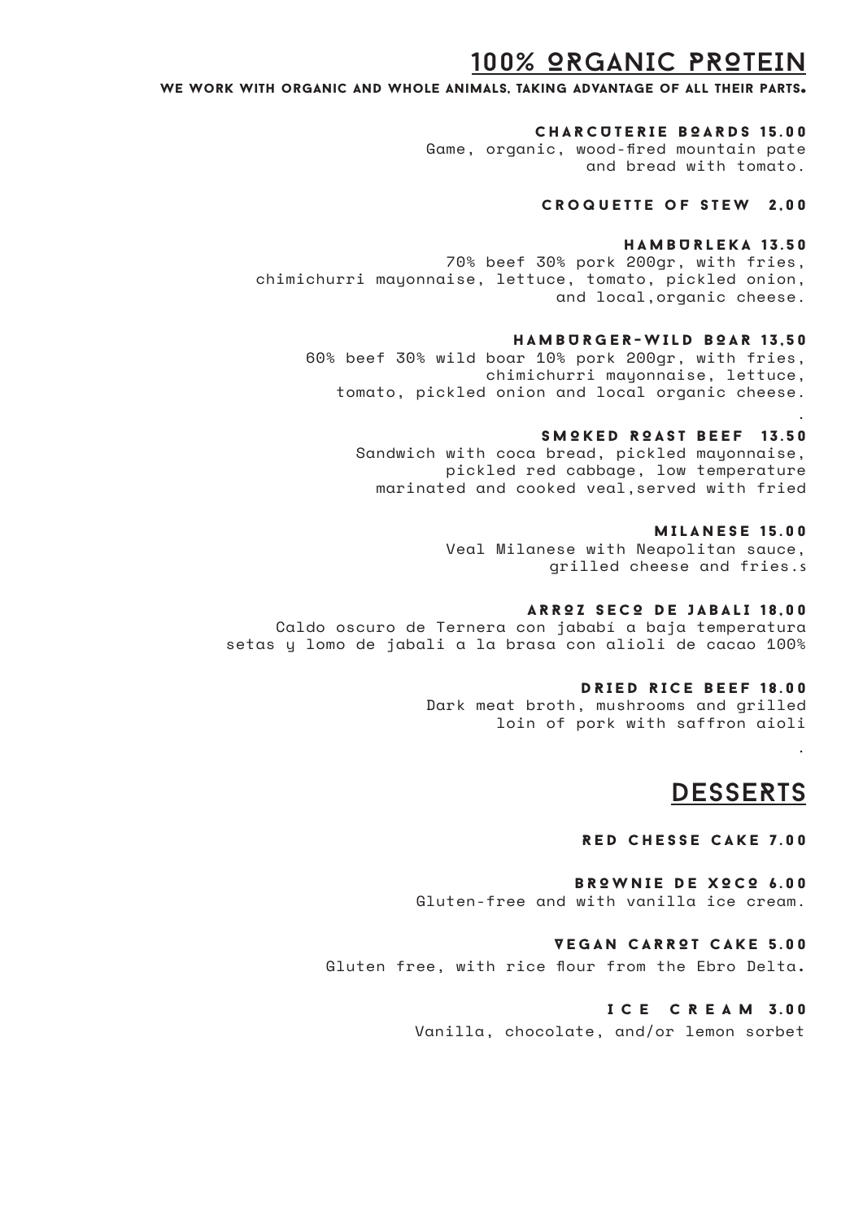# 100% ORGANIC PROTEIN

**WE WORK WITH ORGANIC AND WHOLE ANIMALS, TAKING ADVANTAGE OF ALL THEIR PARTS.**

### CHARCUTERIE BOARDS 15.00

Game, organic, wood-fired mountain pate and bread with tomato.

### CROQUETTE OF STEW 2,00

### HAMBURLEKA 13.50

70% beef 30% pork 200gr, with fries, chimichurri mayonnaise, lettuce, tomato, pickled onion, and local,organic cheese.

### HAMBURGER-WILD BOAR 13,50

60% beef 30% wild boar 10% pork 200gr, with fries, chimichurri mayonnaise, lettuce, tomato, pickled onion and local organic cheese.

.

### SMOKED ROAST BEEF 13.50

Sandwich with coca bread, pickled mayonnaise, pickled red cabbage, low temperature marinated and cooked veal,served with fried

### MILANESE 15.00

Veal Milanese with Neapolitan sauce, grilled cheese and fries.s

### ARROZ SECO DE JABALI 18,00

Caldo oscuro de Ternera con jababí a baja temperatura setas y lomo de jabali a la brasa con alioli de cacao 100%

### DRIED RICE BEEF 18.00

Dark meat broth, mushrooms and grilled loin of pork with saffron aioli

.

# DESSERTS

### RED CHESSE CAKE 7.00

### BROWNIE DE XOCO 6.00

Gluten-free and with vanilla ice cream.

### VEGAN CARROT CAKE 5.00

Gluten free, with rice flour from the Ebro Delta.

### ICE CREAM 3.00

Vanilla, chocolate, and/or lemon sorbet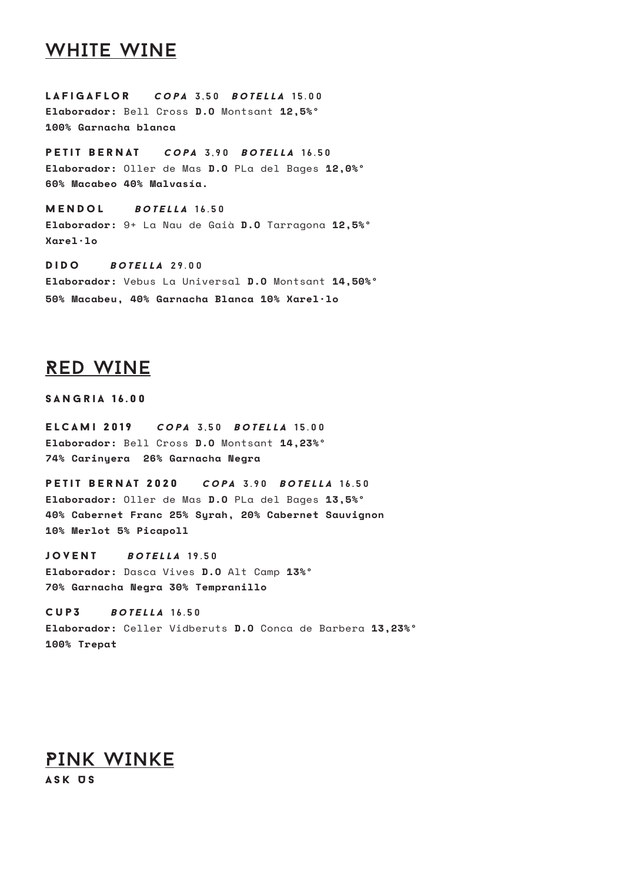# WHITE WINE

**LAFIGAFLOR** ***COPA*** **3,50** ***BOTELLA*** **15.00**
**Elaborador:** Bell Cross **D.O** Montsant **12,5%°**
**100% Garnacha blanca**

**PETIT BERNAT** ***COPA*** **3,90** ***BOTELLA*** **16.50**
**Elaborador:** Oller de Mas **D.O** PLa del Bages **12,0%°**
**60% Macabeo 40% Malvasia.**

**MENDOL** ***BOTELLA*** **16.50**
**Elaborador:** 9+ La Nau de Gaià **D.O** Tarragona **12,5%°**
**Xarel·lo**

**DIDO** ***BOTELLA*** **29.00**
**Elaborador:** Vebus La Universal **D.O** Montsant **14,50%°**
**50% Macabeu, 40% Garnacha Blanca 10% Xarel·lo**

# RED WINE

**SANGRIA 16.00**

**ELCAMI 2019** ***COPA*** **3,50** ***BOTELLA*** **15.00**
**Elaborador:** Bell Cross **D.O** Montsant **14,23%°**
**74% Carinyera 26% Garnacha Negra**

**PETIT BERNAT 2020** ***COPA*** **3.90** ***BOTELLA*** **16.50**
**Elaborador:** Oller de Mas **D.O** PLa del Bages **13,5%°**
**40% Cabernet Franc 25% Syrah, 20% Cabernet Sauvignon**
**10% Merlot 5% Picapoll**

**JOVENT** ***BOTELLA*** **19.50**
**Elaborador:** Dasca Vives **D.O** Alt Camp **13%°**
**70% Garnacha Negra 30% Tempranillo**

**CUP3** ***BOTELLA*** **16.50**
**Elaborador:** Celler Vidberuts **D.O** Conca de Barbera **13,23%°**
**100% Trepat**

# PINK WINKE

**ASK US**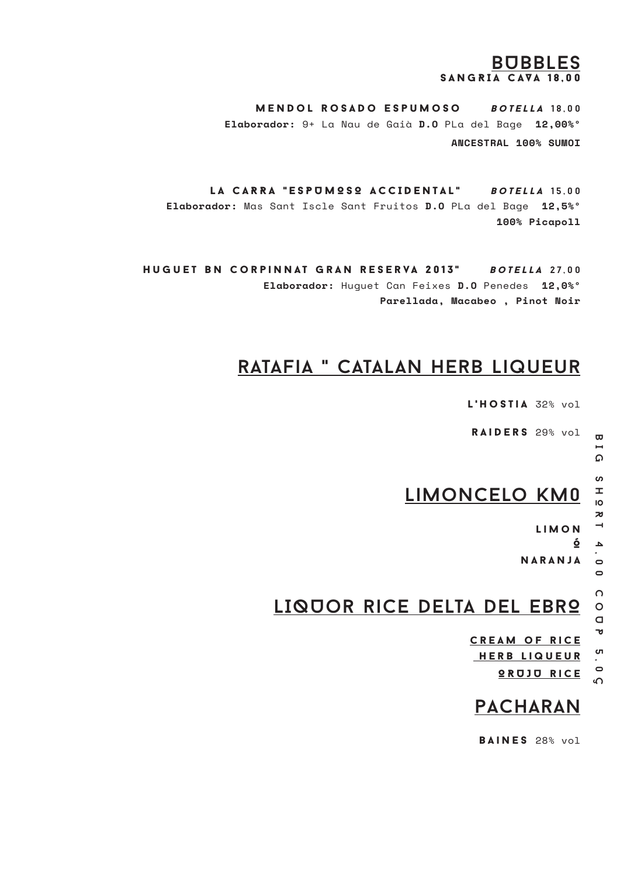## BUBBLES

**SANGRIA CAVA 18,00**

**MENDOL ROSADO ESPUMOSO** *BOTELLA* 18,00
**Elaborador:** 9+ La Nau de Gaià **D.O** PLa del Bage **12,00%°**
**ANCESTRAL 100% SUMOI**

**LA CARRA "ESPUMOSO ACCIDENTAL"** *BOTELLA* 15,00
**Elaborador:** Mas Sant Iscle Sant Fruitos **D.O** PLa del Bage **12,5%°**
**100% Picapoll**

**HUGUET BN CORPINNAT GRAN RESERVA 2013"** *BOTELLA* 27,00
**Elaborador:** Huguet Can Feixes **D.O** Penedes **12,0%°**
**Parellada, Macabeo , Pinot Noir**

BIG SHORT 4.00 COUP 5.05

## RATAFIA " CATALAN HERB LIQUEUR

**L'HOSTIA** 32% vol

**RAIDERS** 29% vol

## LIMONCELO KM0

**LIMON**
**Ó**
**NARANJA**

## LIQUOR RICE DELTA DEL EBRO

**CREAM OF RICE**
**HERB LIQUEUR**
**ORUJO RICE**

## PACHARAN

**BAINES** 28% vol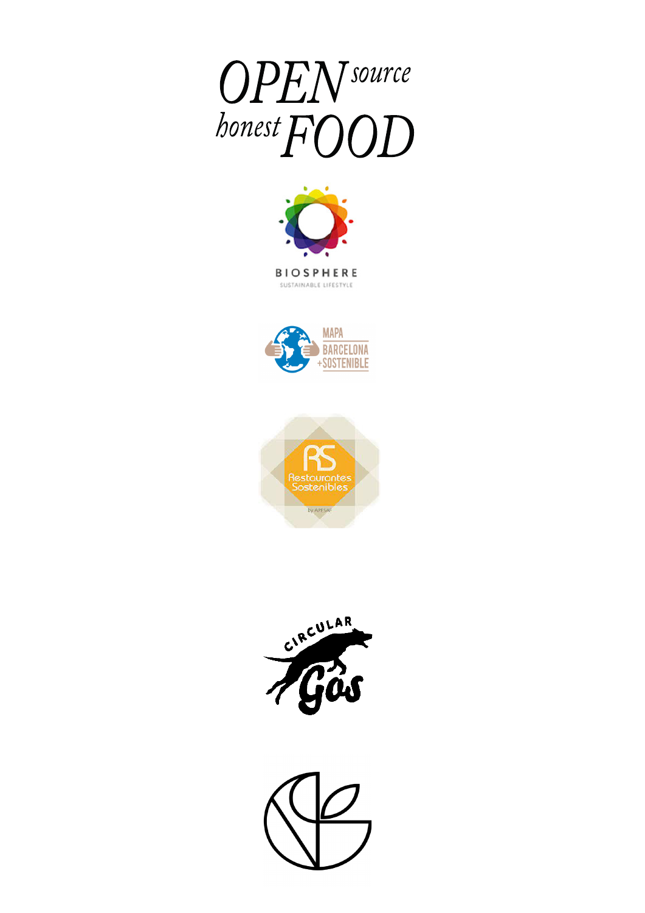OPEN source
honest FOOD

BIOSPHERE
SUSTAINABLE LIFESTYLE

MAPA
BARCELONA
+SOSTENIBLE

RS
Restaurantes
Sostenibles
by APESAF

CIRCULAR
Gos